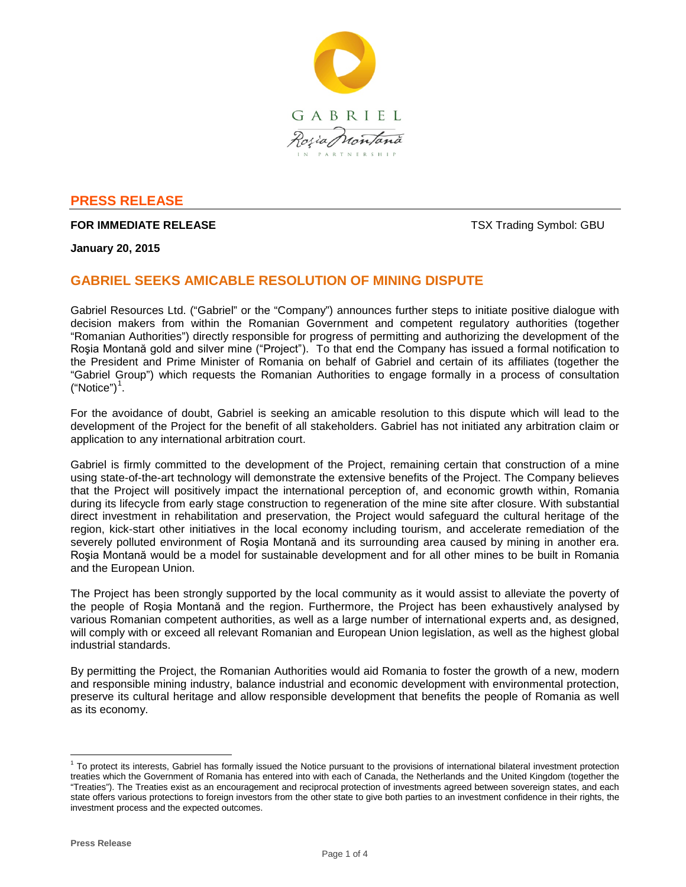GABRIEL
Roşia Montană
IN PARTNERSHIP

## PRESS RELEASE

**FOR IMMEDIATE RELEASE** TSX Trading Symbol: GBU

**January 20, 2015**

# GABRIEL SEEKS AMICABLE RESOLUTION OF MINING DISPUTE

Gabriel Resources Ltd. ("Gabriel" or the "Company") announces further steps to initiate positive dialogue with decision makers from within the Romanian Government and competent regulatory authorities (together "Romanian Authorities") directly responsible for progress of permitting and authorizing the development of the Roşia Montană gold and silver mine ("Project"). To that end the Company has issued a formal notification to the President and Prime Minister of Romania on behalf of Gabriel and certain of its affiliates (together the "Gabriel Group") which requests the Romanian Authorities to engage formally in a process of consultation ("Notice")[1].

For the avoidance of doubt, Gabriel is seeking an amicable resolution to this dispute which will lead to the development of the Project for the benefit of all stakeholders. Gabriel has not initiated any arbitration claim or application to any international arbitration court.

Gabriel is firmly committed to the development of the Project, remaining certain that construction of a mine using state-of-the-art technology will demonstrate the extensive benefits of the Project. The Company believes that the Project will positively impact the international perception of, and economic growth within, Romania during its lifecycle from early stage construction to regeneration of the mine site after closure. With substantial direct investment in rehabilitation and preservation, the Project would safeguard the cultural heritage of the region, kick-start other initiatives in the local economy including tourism, and accelerate remediation of the severely polluted environment of Roşia Montană and its surrounding area caused by mining in another era. Roşia Montană would be a model for sustainable development and for all other mines to be built in Romania and the European Union.

The Project has been strongly supported by the local community as it would assist to alleviate the poverty of the people of Roşia Montană and the region. Furthermore, the Project has been exhaustively analysed by various Romanian competent authorities, as well as a large number of international experts and, as designed, will comply with or exceed all relevant Romanian and European Union legislation, as well as the highest global industrial standards.

By permitting the Project, the Romanian Authorities would aid Romania to foster the growth of a new, modern and responsible mining industry, balance industrial and economic development with environmental protection, preserve its cultural heritage and allow responsible development that benefits the people of Romania as well as its economy.

---

[1] To protect its interests, Gabriel has formally issued the Notice pursuant to the provisions of international bilateral investment protection treaties which the Government of Romania has entered into with each of Canada, the Netherlands and the United Kingdom (together the "Treaties"). The Treaties exist as an encouragement and reciprocal protection of investments agreed between sovereign states, and each state offers various protections to foreign investors from the other state to give both parties to an investment confidence in their rights, the investment process and the expected outcomes.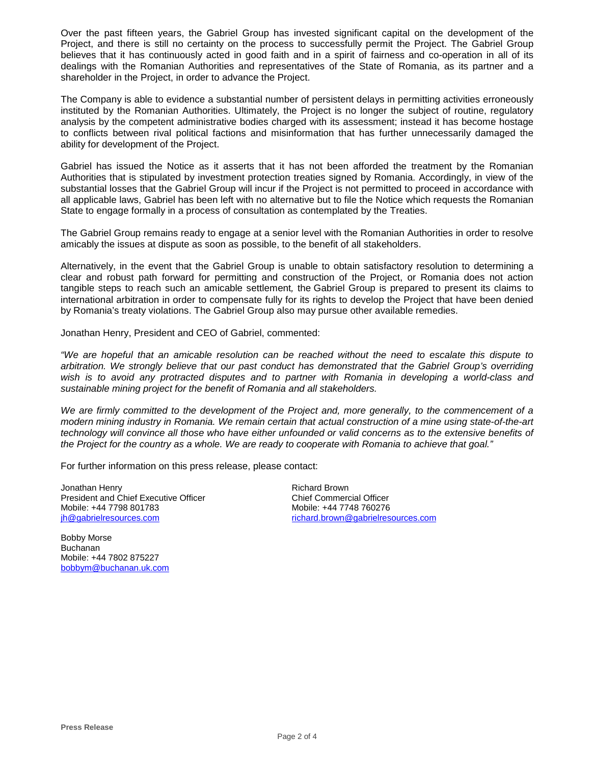Over the past fifteen years, the Gabriel Group has invested significant capital on the development of the Project, and there is still no certainty on the process to successfully permit the Project. The Gabriel Group believes that it has continuously acted in good faith and in a spirit of fairness and co-operation in all of its dealings with the Romanian Authorities and representatives of the State of Romania, as its partner and a shareholder in the Project, in order to advance the Project.

The Company is able to evidence a substantial number of persistent delays in permitting activities erroneously instituted by the Romanian Authorities. Ultimately, the Project is no longer the subject of routine, regulatory analysis by the competent administrative bodies charged with its assessment; instead it has become hostage to conflicts between rival political factions and misinformation that has further unnecessarily damaged the ability for development of the Project.

Gabriel has issued the Notice as it asserts that it has not been afforded the treatment by the Romanian Authorities that is stipulated by investment protection treaties signed by Romania. Accordingly, in view of the substantial losses that the Gabriel Group will incur if the Project is not permitted to proceed in accordance with all applicable laws, Gabriel has been left with no alternative but to file the Notice which requests the Romanian State to engage formally in a process of consultation as contemplated by the Treaties.

The Gabriel Group remains ready to engage at a senior level with the Romanian Authorities in order to resolve amicably the issues at dispute as soon as possible, to the benefit of all stakeholders.

Alternatively, in the event that the Gabriel Group is unable to obtain satisfactory resolution to determining a clear and robust path forward for permitting and construction of the Project, or Romania does not action tangible steps to reach such an amicable settlement, the Gabriel Group is prepared to present its claims to international arbitration in order to compensate fully for its rights to develop the Project that have been denied by Romania's treaty violations. The Gabriel Group also may pursue other available remedies.

Jonathan Henry, President and CEO of Gabriel, commented:

*"We are hopeful that an amicable resolution can be reached without the need to escalate this dispute to arbitration. We strongly believe that our past conduct has demonstrated that the Gabriel Group's overriding wish is to avoid any protracted disputes and to partner with Romania in developing a world-class and sustainable mining project for the benefit of Romania and all stakeholders.*

*We are firmly committed to the development of the Project and, more generally, to the commencement of a modern mining industry in Romania. We remain certain that actual construction of a mine using state-of-the-art technology will convince all those who have either unfounded or valid concerns as to the extensive benefits of the Project for the country as a whole. We are ready to cooperate with Romania to achieve that goal."*

For further information on this press release, please contact:

Jonathan Henry
President and Chief Executive Officer
Mobile: +44 7798 801783
jh@gabrielresources.com

Richard Brown
Chief Commercial Officer
Mobile: +44 7748 760276
richard.brown@gabrielresources.com

Bobby Morse
Buchanan
Mobile: +44 7802 875227
bobbym@buchanan.uk.com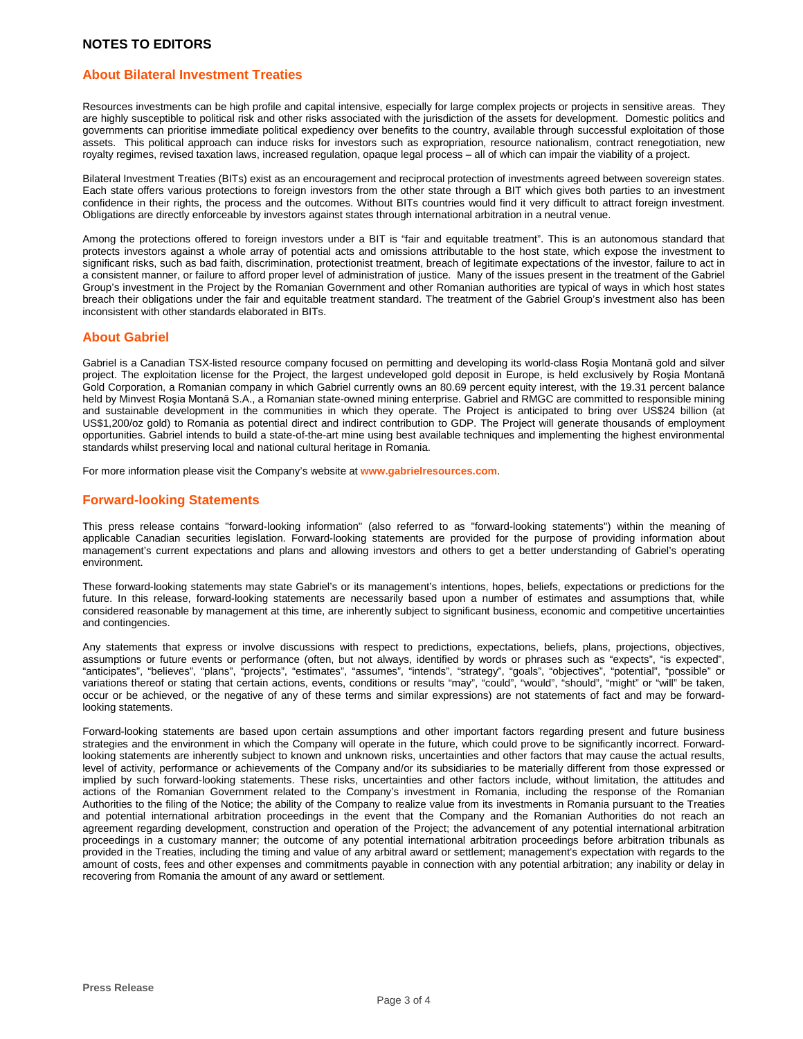# NOTES TO EDITORS

## About Bilateral Investment Treaties

Resources investments can be high profile and capital intensive, especially for large complex projects or projects in sensitive areas. They are highly susceptible to political risk and other risks associated with the jurisdiction of the assets for development. Domestic politics and governments can prioritise immediate political expediency over benefits to the country, available through successful exploitation of those assets. This political approach can induce risks for investors such as expropriation, resource nationalism, contract renegotiation, new royalty regimes, revised taxation laws, increased regulation, opaque legal process – all of which can impair the viability of a project.

Bilateral Investment Treaties (BITs) exist as an encouragement and reciprocal protection of investments agreed between sovereign states. Each state offers various protections to foreign investors from the other state through a BIT which gives both parties to an investment confidence in their rights, the process and the outcomes. Without BITs countries would find it very difficult to attract foreign investment. Obligations are directly enforceable by investors against states through international arbitration in a neutral venue.

Among the protections offered to foreign investors under a BIT is "fair and equitable treatment". This is an autonomous standard that protects investors against a whole array of potential acts and omissions attributable to the host state, which expose the investment to significant risks, such as bad faith, discrimination, protectionist treatment, breach of legitimate expectations of the investor, failure to act in a consistent manner, or failure to afford proper level of administration of justice. Many of the issues present in the treatment of the Gabriel Group's investment in the Project by the Romanian Government and other Romanian authorities are typical of ways in which host states breach their obligations under the fair and equitable treatment standard. The treatment of the Gabriel Group's investment also has been inconsistent with other standards elaborated in BITs.

## About Gabriel

Gabriel is a Canadian TSX-listed resource company focused on permitting and developing its world-class Roşia Montană gold and silver project. The exploitation license for the Project, the largest undeveloped gold deposit in Europe, is held exclusively by Roşia Montană Gold Corporation, a Romanian company in which Gabriel currently owns an 80.69 percent equity interest, with the 19.31 percent balance held by Minvest Roşia Montană S.A., a Romanian state-owned mining enterprise. Gabriel and RMGC are committed to responsible mining and sustainable development in the communities in which they operate. The Project is anticipated to bring over US$24 billion (at US$1,200/oz gold) to Romania as potential direct and indirect contribution to GDP. The Project will generate thousands of employment opportunities. Gabriel intends to build a state-of-the-art mine using best available techniques and implementing the highest environmental standards whilst preserving local and national cultural heritage in Romania.

For more information please visit the Company's website at **www.gabrielresources.com**.

## Forward-looking Statements

This press release contains "forward-looking information" (also referred to as "forward-looking statements") within the meaning of applicable Canadian securities legislation. Forward-looking statements are provided for the purpose of providing information about management's current expectations and plans and allowing investors and others to get a better understanding of Gabriel's operating environment.

These forward-looking statements may state Gabriel's or its management's intentions, hopes, beliefs, expectations or predictions for the future. In this release, forward-looking statements are necessarily based upon a number of estimates and assumptions that, while considered reasonable by management at this time, are inherently subject to significant business, economic and competitive uncertainties and contingencies.

Any statements that express or involve discussions with respect to predictions, expectations, beliefs, plans, projections, objectives, assumptions or future events or performance (often, but not always, identified by words or phrases such as "expects", "is expected", "anticipates", "believes", "plans", "projects", "estimates", "assumes", "intends", "strategy", "goals", "objectives", "potential", "possible" or variations thereof or stating that certain actions, events, conditions or results "may", "could", "would", "should", "might" or "will" be taken, occur or be achieved, or the negative of any of these terms and similar expressions) are not statements of fact and may be forward-looking statements.

Forward-looking statements are based upon certain assumptions and other important factors regarding present and future business strategies and the environment in which the Company will operate in the future, which could prove to be significantly incorrect. Forward-looking statements are inherently subject to known and unknown risks, uncertainties and other factors that may cause the actual results, level of activity, performance or achievements of the Company and/or its subsidiaries to be materially different from those expressed or implied by such forward-looking statements. These risks, uncertainties and other factors include, without limitation, the attitudes and actions of the Romanian Government related to the Company's investment in Romania, including the response of the Romanian Authorities to the filing of the Notice; the ability of the Company to realize value from its investments in Romania pursuant to the Treaties and potential international arbitration proceedings in the event that the Company and the Romanian Authorities do not reach an agreement regarding development, construction and operation of the Project; the advancement of any potential international arbitration proceedings in a customary manner; the outcome of any potential international arbitration proceedings before arbitration tribunals as provided in the Treaties, including the timing and value of any arbitral award or settlement; management's expectation with regards to the amount of costs, fees and other expenses and commitments payable in connection with any potential arbitration; any inability or delay in recovering from Romania the amount of any award or settlement.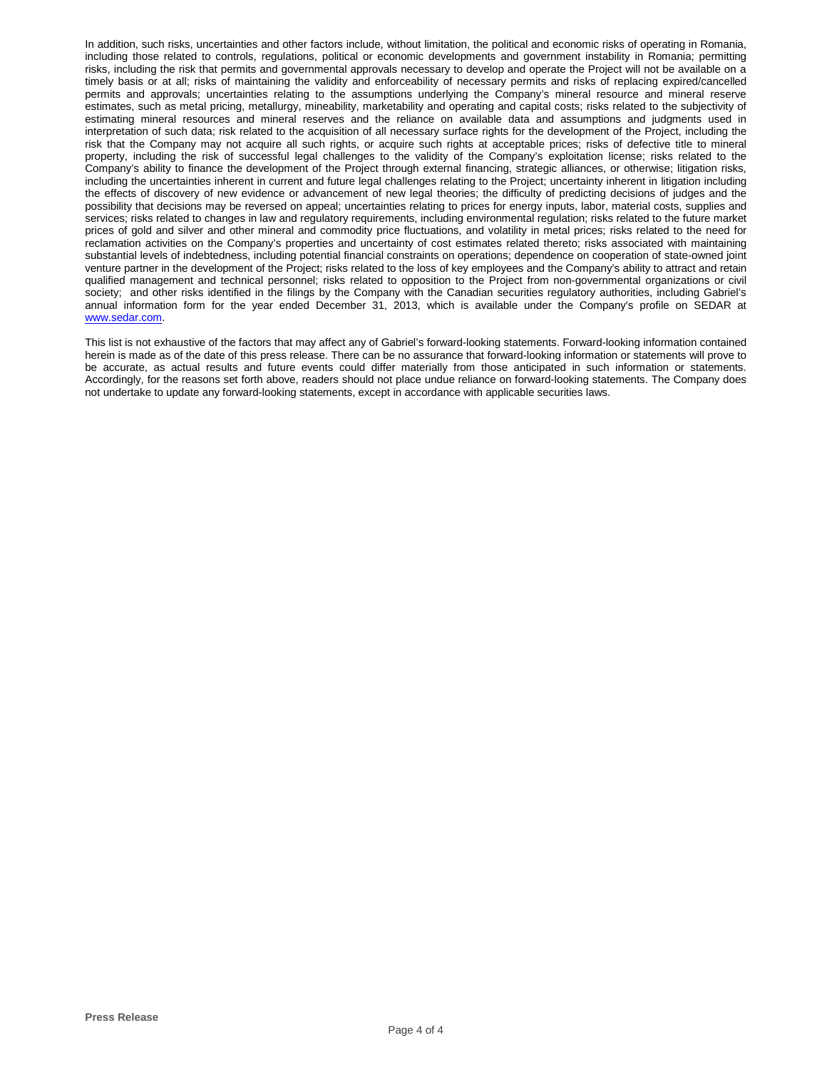In addition, such risks, uncertainties and other factors include, without limitation, the political and economic risks of operating in Romania, including those related to controls, regulations, political or economic developments and government instability in Romania; permitting risks, including the risk that permits and governmental approvals necessary to develop and operate the Project will not be available on a timely basis or at all; risks of maintaining the validity and enforceability of necessary permits and risks of replacing expired/cancelled permits and approvals; uncertainties relating to the assumptions underlying the Company's mineral resource and mineral reserve estimates, such as metal pricing, metallurgy, mineability, marketability and operating and capital costs; risks related to the subjectivity of estimating mineral resources and mineral reserves and the reliance on available data and assumptions and judgments used in interpretation of such data; risk related to the acquisition of all necessary surface rights for the development of the Project, including the risk that the Company may not acquire all such rights, or acquire such rights at acceptable prices; risks of defective title to mineral property, including the risk of successful legal challenges to the validity of the Company's exploitation license; risks related to the Company's ability to finance the development of the Project through external financing, strategic alliances, or otherwise; litigation risks, including the uncertainties inherent in current and future legal challenges relating to the Project; uncertainty inherent in litigation including the effects of discovery of new evidence or advancement of new legal theories; the difficulty of predicting decisions of judges and the possibility that decisions may be reversed on appeal; uncertainties relating to prices for energy inputs, labor, material costs, supplies and services; risks related to changes in law and regulatory requirements, including environmental regulation; risks related to the future market prices of gold and silver and other mineral and commodity price fluctuations, and volatility in metal prices; risks related to the need for reclamation activities on the Company's properties and uncertainty of cost estimates related thereto; risks associated with maintaining substantial levels of indebtedness, including potential financial constraints on operations; dependence on cooperation of state-owned joint venture partner in the development of the Project; risks related to the loss of key employees and the Company's ability to attract and retain qualified management and technical personnel; risks related to opposition to the Project from non-governmental organizations or civil society; and other risks identified in the filings by the Company with the Canadian securities regulatory authorities, including Gabriel's annual information form for the year ended December 31, 2013, which is available under the Company's profile on SEDAR at www.sedar.com.

This list is not exhaustive of the factors that may affect any of Gabriel's forward-looking statements. Forward-looking information contained herein is made as of the date of this press release. There can be no assurance that forward-looking information or statements will prove to be accurate, as actual results and future events could differ materially from those anticipated in such information or statements. Accordingly, for the reasons set forth above, readers should not place undue reliance on forward-looking statements. The Company does not undertake to update any forward-looking statements, except in accordance with applicable securities laws.